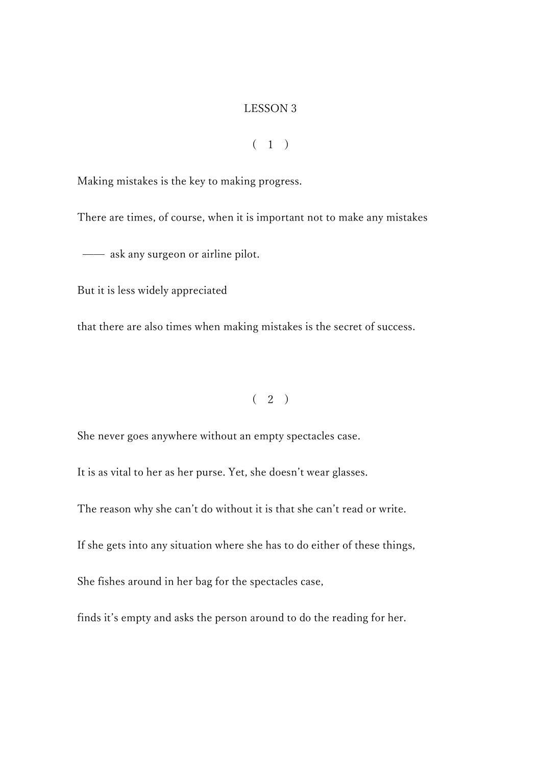# LESSON 3

## ( 1 )

Making mistakes is the key to making progress.

There are times, of course, when it is important not to make any mistakes

—— ask any surgeon or airline pilot.

But it is less widely appreciated

that there are also times when making mistakes is the secret of success.

## ( 2 )

She never goes anywhere without an empty spectacles case.

It is as vital to her as her purse. Yet, she doesn't wear glasses.

The reason why she can't do without it is that she can't read or write.

If she gets into any situation where she has to do either of these things,

She fishes around in her bag for the spectacles case,

finds it's empty and asks the person around to do the reading for her.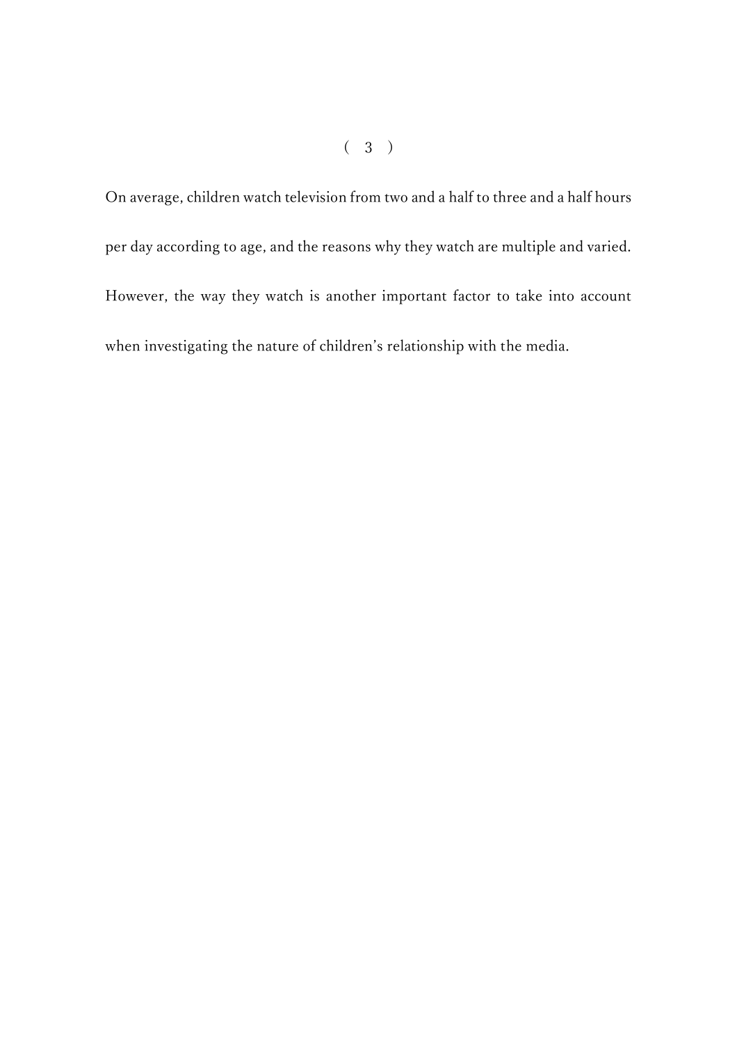( 3 )

On average, children watch television from two and a half to three and a half hours per day according to age, and the reasons why they watch are multiple and varied. However, the way they watch is another important factor to take into account when investigating the nature of children's relationship with the media.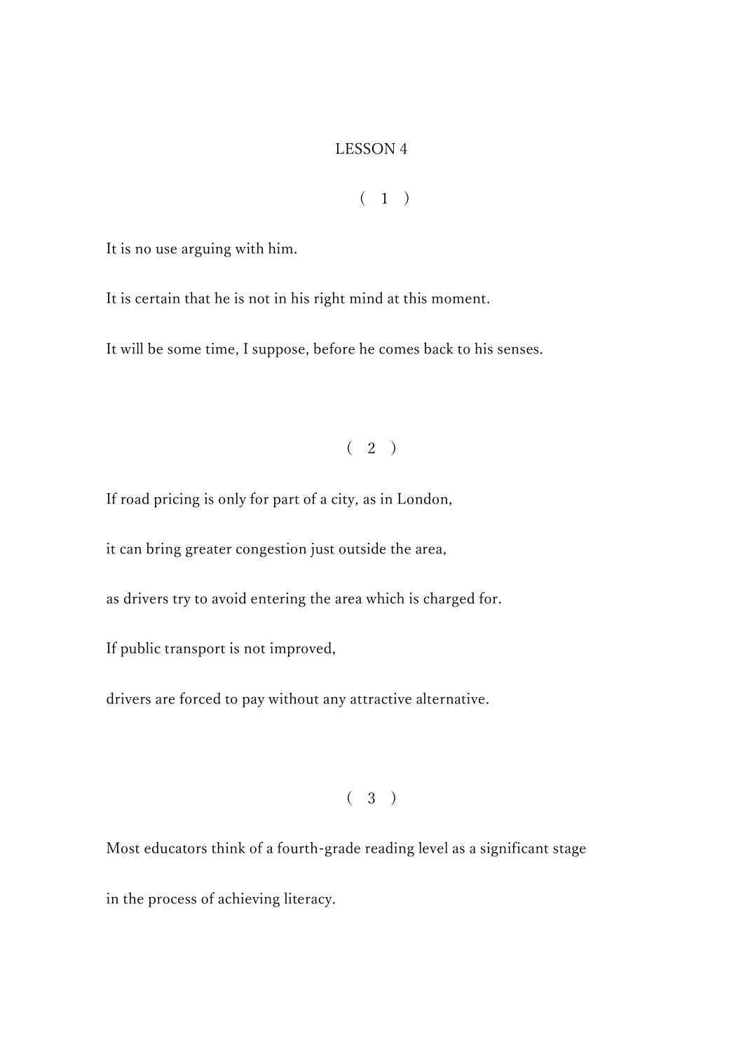# LESSON 4

( 1 )

It is no use arguing with him.

It is certain that he is not in his right mind at this moment.

It will be some time, I suppose, before he comes back to his senses.

( 2 )

If road pricing is only for part of a city, as in London,

it can bring greater congestion just outside the area,

as drivers try to avoid entering the area which is charged for.

If public transport is not improved,

drivers are forced to pay without any attractive alternative.

( 3 )

Most educators think of a fourth-grade reading level as a significant stage

in the process of achieving literacy.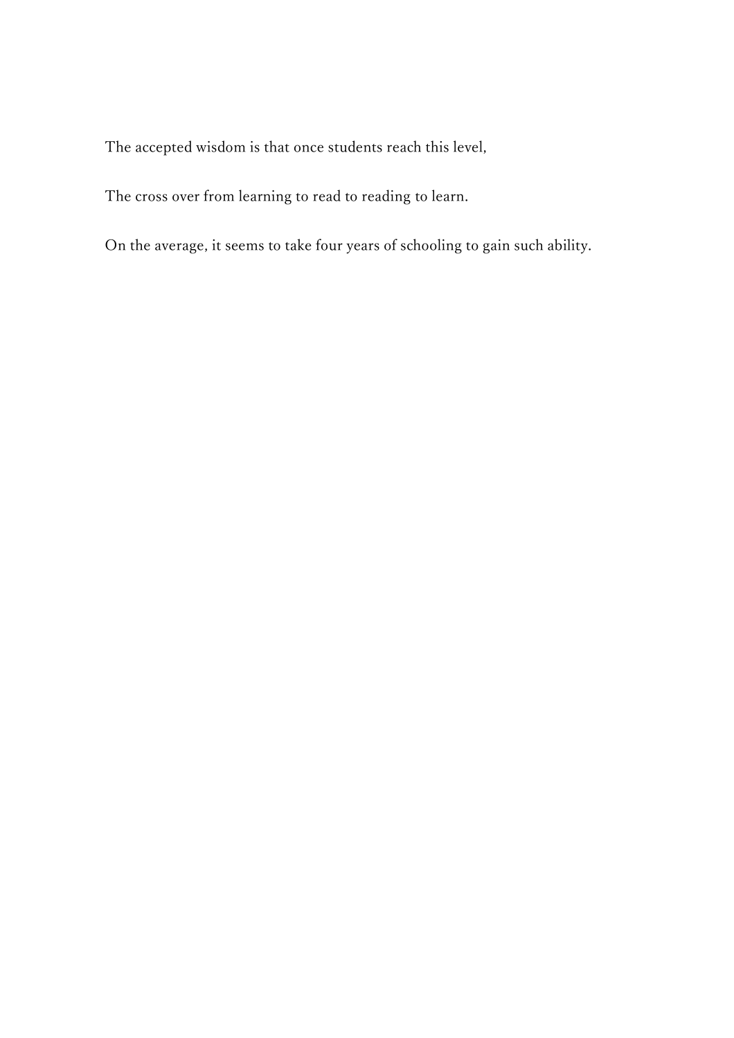The accepted wisdom is that once students reach this level,

The cross over from learning to read to reading to learn.

On the average, it seems to take four years of schooling to gain such ability.